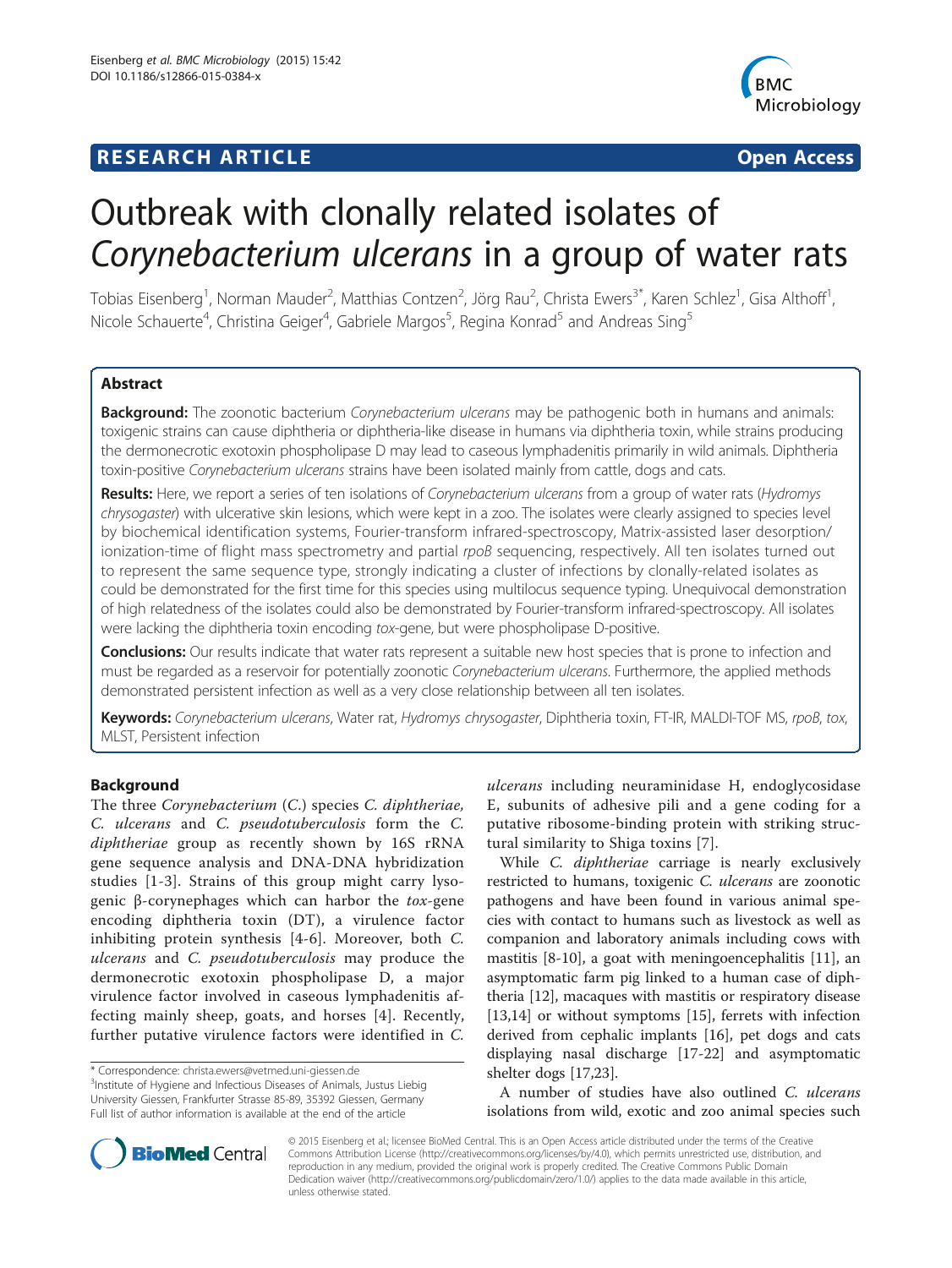**RESEARCH ARTICLE** **Open Access**

# Outbreak with clonally related isolates of *Corynebacterium ulcerans* in a group of water rats

Tobias Eisenberg[1], Norman Mauder[2], Matthias Contzen[2], Jörg Rau[2], Christa Ewers[3*], Karen Schlez[1], Gisa Althoff[1], Nicole Schauerte[4], Christina Geiger[4], Gabriele Margos[5], Regina Konrad[5] and Andreas Sing[5]

## Abstract

**Background:** The zoonotic bacterium *Corynebacterium ulcerans* may be pathogenic both in humans and animals: toxigenic strains can cause diphtheria or diphtheria-like disease in humans via diphtheria toxin, while strains producing the dermonecrotic exotoxin phospholipase D may lead to caseous lymphadenitis primarily in wild animals. Diphtheria toxin-positive *Corynebacterium ulcerans* strains have been isolated mainly from cattle, dogs and cats.

**Results:** Here, we report a series of ten isolations of *Corynebacterium ulcerans* from a group of water rats (*Hydromys chrysogaster*) with ulcerative skin lesions, which were kept in a zoo. The isolates were clearly assigned to species level by biochemical identification systems, Fourier-transform infrared-spectroscopy, Matrix-assisted laser desorption/ ionization-time of flight mass spectrometry and partial *rpoB* sequencing, respectively. All ten isolates turned out to represent the same sequence type, strongly indicating a cluster of infections by clonally-related isolates as could be demonstrated for the first time for this species using multilocus sequence typing. Unequivocal demonstration of high relatedness of the isolates could also be demonstrated by Fourier-transform infrared-spectroscopy. All isolates were lacking the diphtheria toxin encoding *tox*-gene, but were phospholipase D-positive.

**Conclusions:** Our results indicate that water rats represent a suitable new host species that is prone to infection and must be regarded as a reservoir for potentially zoonotic *Corynebacterium ulcerans*. Furthermore, the applied methods demonstrated persistent infection as well as a very close relationship between all ten isolates.

**Keywords:** *Corynebacterium ulcerans*, Water rat, *Hydromys chrysogaster*, Diphtheria toxin, FT-IR, MALDI-TOF MS, *rpoB*, *tox*, MLST, Persistent infection

## Background

The three *Corynebacterium* (*C.*) species *C. diphtheriae*, *C. ulcerans* and *C. pseudotuberculosis* form the *C. diphtheriae* group as recently shown by 16S rRNA gene sequence analysis and DNA-DNA hybridization studies [1-3]. Strains of this group might carry lysogenic β-corynephages which can harbor the *tox*-gene encoding diphtheria toxin (DT), a virulence factor inhibiting protein synthesis [4-6]. Moreover, both *C. ulcerans* and *C. pseudotuberculosis* may produce the dermonecrotic exotoxin phospholipase D, a major virulence factor involved in caseous lymphadenitis affecting mainly sheep, goats, and horses [4]. Recently, further putative virulence factors were identified in *C. ulcerans* including neuraminidase H, endoglycosidase E, subunits of adhesive pili and a gene coding for a putative ribosome-binding protein with striking structural similarity to Shiga toxins [7].

While *C. diphtheriae* carriage is nearly exclusively restricted to humans, toxigenic *C. ulcerans* are zoonotic pathogens and have been found in various animal species with contact to humans such as livestock as well as companion and laboratory animals including cows with mastitis [8-10], a goat with meningoencephalitis [11], an asymptomatic farm pig linked to a human case of diphtheria [12], macaques with mastitis or respiratory disease [13,14] or without symptoms [15], ferrets with infection derived from cephalic implants [16], pet dogs and cats displaying nasal discharge [17-22] and asymptomatic shelter dogs [17,23].

A number of studies have also outlined *C. ulcerans* isolations from wild, exotic and zoo animal species such

\* Correspondence: christa.ewers@vetmed.uni-giessen.de
[3]Institute of Hygiene and Infectious Diseases of Animals, Justus Liebig University Giessen, Frankfurter Strasse 85-89, 35392 Giessen, Germany
Full list of author information is available at the end of the article

© 2015 Eisenberg et al.; licensee BioMed Central. This is an Open Access article distributed under the terms of the Creative Commons Attribution License (http://creativecommons.org/licenses/by/4.0), which permits unrestricted use, distribution, and reproduction in any medium, provided the original work is properly credited. The Creative Commons Public Domain Dedication waiver (http://creativecommons.org/publicdomain/zero/1.0/) applies to the data made available in this article, unless otherwise stated.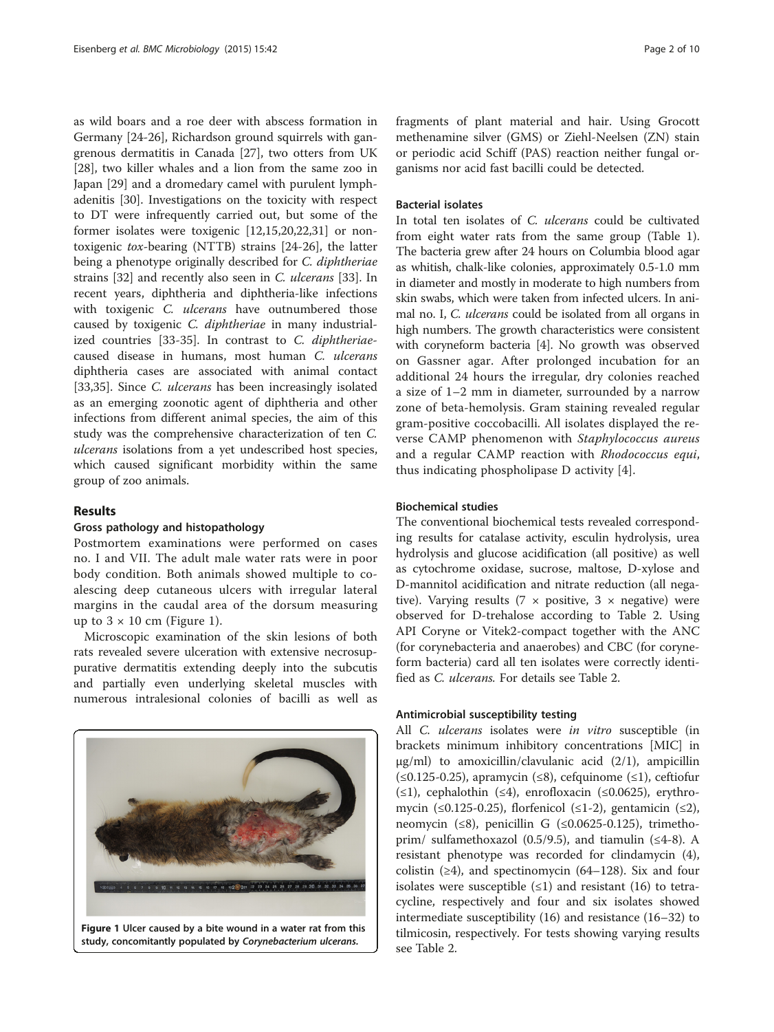as wild boars and a roe deer with abscess formation in Germany [24-26], Richardson ground squirrels with gangrenous dermatitis in Canada [27], two otters from UK [28], two killer whales and a lion from the same zoo in Japan [29] and a dromedary camel with purulent lymphadenitis [30]. Investigations on the toxicity with respect to DT were infrequently carried out, but some of the former isolates were toxigenic [12,15,20,22,31] or non-toxigenic *tox*-bearing (NTTB) strains [24-26], the latter being a phenotype originally described for *C. diphtheriae* strains [32] and recently also seen in *C. ulcerans* [33]. In recent years, diphtheria and diphtheria-like infections with toxigenic *C. ulcerans* have outnumbered those caused by toxigenic *C. diphtheriae* in many industrialized countries [33-35]. In contrast to *C. diphtheriae*-caused disease in humans, most human *C. ulcerans* diphtheria cases are associated with animal contact [33,35]. Since *C. ulcerans* has been increasingly isolated as an emerging zoonotic agent of diphtheria and other infections from different animal species, the aim of this study was the comprehensive characterization of ten *C. ulcerans* isolations from a yet undescribed host species, which caused significant morbidity within the same group of zoo animals.

## Results

### Gross pathology and histopathology

Postmortem examinations were performed on cases no. I and VII. The adult male water rats were in poor body condition. Both animals showed multiple to coalescing deep cutaneous ulcers with irregular lateral margins in the caudal area of the dorsum measuring up to 3 × 10 cm (Figure 1).

Microscopic examination of the skin lesions of both rats revealed severe ulceration with extensive necrosuppurative dermatitis extending deeply into the subcutis and partially even underlying skeletal muscles with numerous intralesional colonies of bacilli as well as fragments of plant material and hair. Using Grocott methenamine silver (GMS) or Ziehl-Neelsen (ZN) stain or periodic acid Schiff (PAS) reaction neither fungal organisms nor acid fast bacilli could be detected.

**Figure 1 Ulcer caused by a bite wound in a water rat from this study, concomitantly populated by *Corynebacterium ulcerans*.**

### Bacterial isolates

In total ten isolates of *C. ulcerans* could be cultivated from eight water rats from the same group (Table 1). The bacteria grew after 24 hours on Columbia blood agar as whitish, chalk-like colonies, approximately 0.5-1.0 mm in diameter and mostly in moderate to high numbers from skin swabs, which were taken from infected ulcers. In animal no. I, *C. ulcerans* could be isolated from all organs in high numbers. The growth characteristics were consistent with coryneform bacteria [4]. No growth was observed on Gassner agar. After prolonged incubation for an additional 24 hours the irregular, dry colonies reached a size of 1–2 mm in diameter, surrounded by a narrow zone of beta-hemolysis. Gram staining revealed regular gram-positive coccobacilli. All isolates displayed the reverse CAMP phenomenon with *Staphylococcus aureus* and a regular CAMP reaction with *Rhodococcus equi*, thus indicating phospholipase D activity [4].

### Biochemical studies

The conventional biochemical tests revealed corresponding results for catalase activity, esculin hydrolysis, urea hydrolysis and glucose acidification (all positive) as well as cytochrome oxidase, sucrose, maltose, D-xylose and D-mannitol acidification and nitrate reduction (all negative). Varying results (7 × positive, 3 × negative) were observed for D-trehalose according to Table 2. Using API Coryne or Vitek2-compact together with the ANC (for corynebacteria and anaerobes) and CBC (for coryneform bacteria) card all ten isolates were correctly identified as *C. ulcerans*. For details see Table 2.

### Antimicrobial susceptibility testing

All *C. ulcerans* isolates were *in vitro* susceptible (in brackets minimum inhibitory concentrations [MIC] in μg/ml) to amoxicillin/clavulanic acid (2/1), ampicillin (≤0.125-0.25), apramycin (≤8), cefquinome (≤1), ceftiofur (≤1), cephalothin (≤4), enrofloxacin (≤0.0625), erythromycin (≤0.125-0.25), florfenicol (≤1-2), gentamicin (≤2), neomycin (≤8), penicillin G (≤0.0625-0.125), trimethoprim/ sulfamethoxazol (0.5/9.5), and tiamulin (≤4-8). A resistant phenotype was recorded for clindamycin (4), colistin (≥4), and spectinomycin (64–128). Six and four isolates were susceptible (≤1) and resistant (16) to tetracycline, respectively and four and six isolates showed intermediate susceptibility (16) and resistance (16–32) to tilmicosin, respectively. For tests showing varying results see Table 2.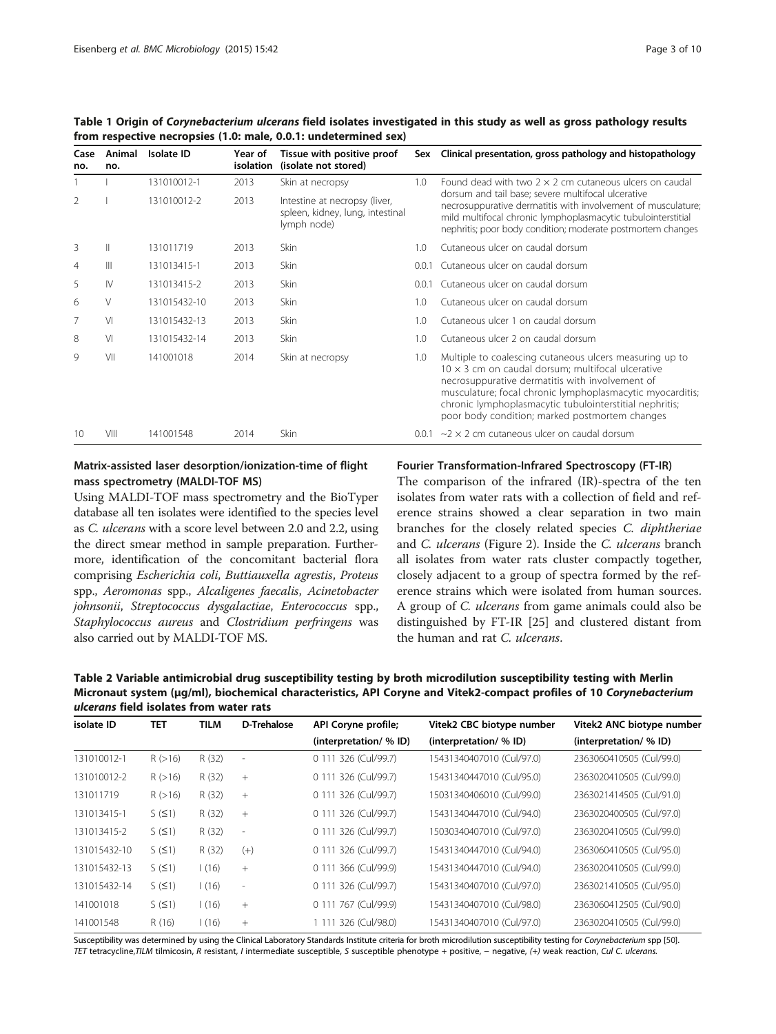**Table 1 Origin of *Corynebacterium ulcerans* field isolates investigated in this study as well as gross pathology results from respective necropsies (1.0: male, 0.0.1: undetermined sex)**

| Case no. | Animal no. | Isolate ID | Year of isolation | Tissue with positive proof (isolate not stored) | Sex | Clinical presentation, gross pathology and histopathology |
|---|---|---|---|---|---|---|
| 1 | I | 131010012-1 | 2013 | Skin at necropsy | 1.0 | Found dead with two 2 × 2 cm cutaneous ulcers on caudal dorsum and tail base; severe multifocal ulcerative necrosuppurative dermatitis with involvement of musculature; mild multifocal chronic lymphoplasmacytic tubulointerstitial nephritis; poor body condition; moderate postmortem changes |
| 2 | I | 131010012-2 | 2013 | Intestine at necropsy (liver, spleen, kidney, lung, intestinal lymph node) | | |
| 3 | II | 131011719 | 2013 | Skin | 1.0 | Cutaneous ulcer on caudal dorsum |
| 4 | III | 131013415-1 | 2013 | Skin | 0.0.1 | Cutaneous ulcer on caudal dorsum |
| 5 | IV | 131013415-2 | 2013 | Skin | 0.0.1 | Cutaneous ulcer on caudal dorsum |
| 6 | V | 131015432-10 | 2013 | Skin | 1.0 | Cutaneous ulcer on caudal dorsum |
| 7 | VI | 131015432-13 | 2013 | Skin | 1.0 | Cutaneous ulcer 1 on caudal dorsum |
| 8 | VI | 131015432-14 | 2013 | Skin | 1.0 | Cutaneous ulcer 2 on caudal dorsum |
| 9 | VII | 141001018 | 2014 | Skin at necropsy | 1.0 | Multiple to coalescing cutaneous ulcers measuring up to 10 × 3 cm on caudal dorsum; multifocal ulcerative necrosuppurative dermatitis with involvement of musculature; focal chronic lymphoplasmacytic myocarditis; chronic lymphoplasmacytic tubulointerstitial nephritis; poor body condition; marked postmortem changes |
| 10 | VIII | 141001548 | 2014 | Skin | 0.0.1 | ~2 × 2 cm cutaneous ulcer on caudal dorsum |

### Matrix-assisted laser desorption/ionization-time of flight mass spectrometry (MALDI-TOF MS)

Using MALDI-TOF mass spectrometry and the BioTyper database all ten isolates were identified to the species level as *C. ulcerans* with a score level between 2.0 and 2.2, using the direct smear method in sample preparation. Furthermore, identification of the concomitant bacterial flora comprising *Escherichia coli*, *Buttiauxella agrestis*, *Proteus* spp., *Aeromonas* spp., *Alcaligenes faecalis*, *Acinetobacter johnsonii*, *Streptococcus dysgalactiae*, *Enterococcus* spp., *Staphylococcus aureus* and *Clostridium perfringens* was also carried out by MALDI-TOF MS.

### Fourier Transformation-Infrared Spectroscopy (FT-IR)

The comparison of the infrared (IR)-spectra of the ten isolates from water rats with a collection of field and reference strains showed a clear separation in two main branches for the closely related species *C. diphtheriae* and *C. ulcerans* (Figure 2). Inside the *C. ulcerans* branch all isolates from water rats cluster compactly together, closely adjacent to a group of spectra formed by the reference strains which were isolated from human sources. A group of *C. ulcerans* from game animals could also be distinguished by FT-IR [25] and clustered distant from the human and rat *C. ulcerans*.

**Table 2 Variable antimicrobial drug susceptibility testing by broth microdilution susceptibility testing with Merlin Micronaut system (μg/ml), biochemical characteristics, API Coryne and Vitek2-compact profiles of 10 *Corynebacterium ulcerans* field isolates from water rats**

| isolate ID | TET | TILM | D-Trehalose | API Coryne profile; (interpretation/ % ID) | Vitek2 CBC biotype number (interpretation/ % ID) | Vitek2 ANC biotype number (interpretation/ % ID) |
|---|---|---|---|---|---|---|
| 131010012-1 | R (>16) | R (32) | - | 0 111 326 (Cul/99.7) | 15431340407010 (Cul/97.0) | 2363060410505 (Cul/99.0) |
| 131010012-2 | R (>16) | R (32) | + | 0 111 326 (Cul/99.7) | 15431340447010 (Cul/95.0) | 2363020410505 (Cul/99.0) |
| 131011719 | R (>16) | R (32) | + | 0 111 326 (Cul/99.7) | 15031340406010 (Cul/99.0) | 2363021414505 (Cul/91.0) |
| 131013415-1 | S (≤1) | R (32) | + | 0 111 326 (Cul/99.7) | 15431340447010 (Cul/94.0) | 2363020400505 (Cul/97.0) |
| 131013415-2 | S (≤1) | R (32) | - | 0 111 326 (Cul/99.7) | 15030340407010 (Cul/97.0) | 2363020410505 (Cul/99.0) |
| 131015432-10 | S (≤1) | R (32) | (+) | 0 111 326 (Cul/99.7) | 15431340447010 (Cul/94.0) | 2363060410505 (Cul/95.0) |
| 131015432-13 | S (≤1) | I (16) | + | 0 111 366 (Cul/99.9) | 15431340447010 (Cul/94.0) | 2363020410505 (Cul/99.0) |
| 131015432-14 | S (≤1) | I (16) | - | 0 111 326 (Cul/99.7) | 15431340407010 (Cul/97.0) | 2363021410505 (Cul/95.0) |
| 141001018 | S (≤1) | I (16) | + | 0 111 767 (Cul/99.9) | 15431340407010 (Cul/98.0) | 2363060412505 (Cul/90.0) |
| 141001548 | R (16) | I (16) | + | 1 111 326 (Cul/98.0) | 15431340407010 (Cul/97.0) | 2363020410505 (Cul/99.0) |

Susceptibility was determined by using the Clinical Laboratory Standards Institute criteria for broth microdilution susceptibility testing for *Corynebacterium* spp [50].
*TET* tetracycline, *TILM* tilmicosin, *R* resistant, *I* intermediate susceptible, *S* susceptible phenotype + positive, − negative, *(+)* weak reaction, *Cul C. ulcerans*.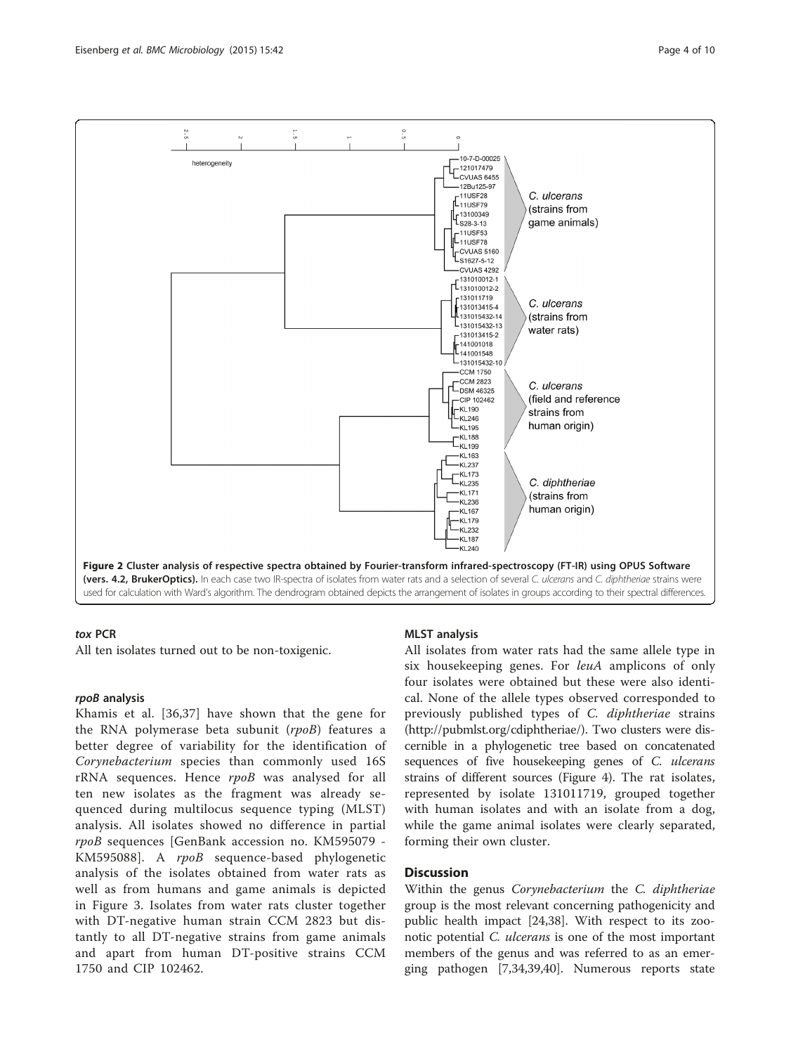Figure 2 Cluster analysis of respective spectra obtained by Fourier-transform infrared-spectroscopy (FT-IR) using OPUS Software (vers. 4.2, BrukerOptics). In each case two IR-spectra of isolates from water rats and a selection of several *C. ulcerans* and *C. diphtheriae* strains were used for calculation with Ward's algorithm. The dendrogram obtained depicts the arrangement of isolates in groups according to their spectral differences.

### *tox* PCR

All ten isolates turned out to be non-toxigenic.

### *rpoB* analysis

Khamis et al. [36,37] have shown that the gene for the RNA polymerase beta subunit (*rpoB*) features a better degree of variability for the identification of *Corynebacterium* species than commonly used 16S rRNA sequences. Hence *rpoB* was analysed for all ten new isolates as the fragment was already sequenced during multilocus sequence typing (MLST) analysis. All isolates showed no difference in partial *rpoB* sequences [GenBank accession no. KM595079 - KM595088]. A *rpoB* sequence-based phylogenetic analysis of the isolates obtained from water rats as well as from humans and game animals is depicted in Figure 3. Isolates from water rats cluster together with DT-negative human strain CCM 2823 but distantly to all DT-negative strains from game animals and apart from human DT-positive strains CCM 1750 and CIP 102462.

### MLST analysis

All isolates from water rats had the same allele type in six housekeeping genes. For *leuA* amplicons of only four isolates were obtained but these were also identical. None of the allele types observed corresponded to previously published types of *C. diphtheriae* strains (http://pubmlst.org/cdiphtheriae/). Two clusters were discernible in a phylogenetic tree based on concatenated sequences of five housekeeping genes of *C. ulcerans* strains of different sources (Figure 4). The rat isolates, represented by isolate 131011719, grouped together with human isolates and with an isolate from a dog, while the game animal isolates were clearly separated, forming their own cluster.

## Discussion

Within the genus *Corynebacterium* the *C. diphtheriae* group is the most relevant concerning pathogenicity and public health impact [24,38]. With respect to its zoonotic potential *C. ulcerans* is one of the most important members of the genus and was referred to as an emerging pathogen [7,34,39,40]. Numerous reports state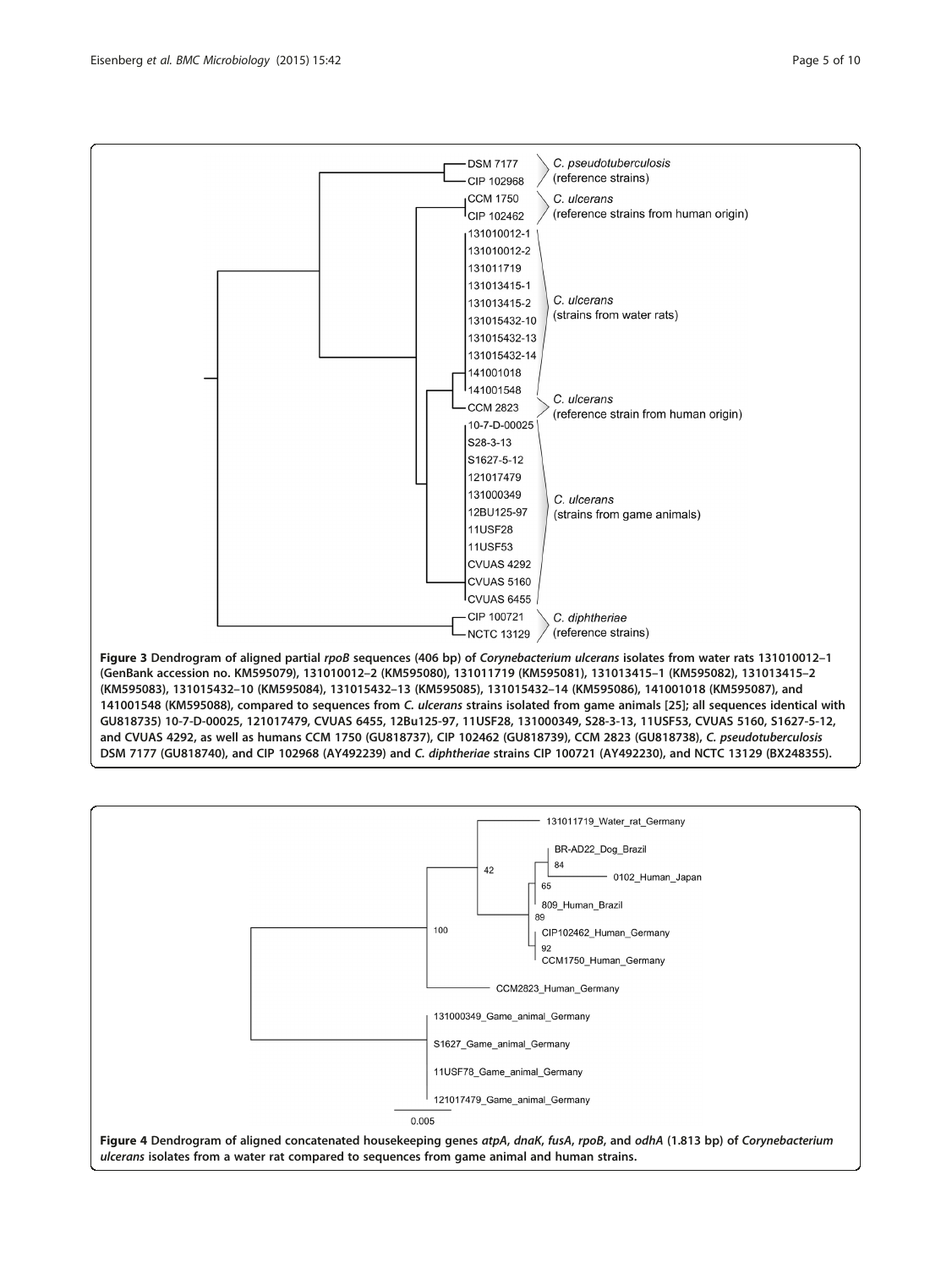**Figure 3 Dendrogram of aligned partial *rpoB* sequences (406 bp) of *Corynebacterium ulcerans* isolates from water rats 131010012–1 (GenBank accession no. KM595079), 131010012–2 (KM595080), 131011719 (KM595081), 131013415–1 (KM595082), 131013415–2 (KM595083), 131015432–10 (KM595084), 131015432–13 (KM595085), 131015432–14 (KM595086), 141001018 (KM595087), and 141001548 (KM595088), compared to sequences from *C. ulcerans* strains isolated from game animals [25]; all sequences identical with GU818735) 10-7-D-00025, 121017479, CVUAS 6455, 12Bu125-97, 11USF28, 131000349, S28-3-13, 11USF53, CVUAS 5160, S1627-5-12, and CVUAS 4292, as well as humans CCM 1750 (GU818737), CIP 102462 (GU818739), CCM 2823 (GU818738), *C. pseudotuberculosis* DSM 7177 (GU818740), and CIP 102968 (AY492239) and *C. diphtheriae* strains CIP 100721 (AY492230), and NCTC 13129 (BX248355).**

**Figure 4 Dendrogram of aligned concatenated housekeeping genes *atpA*, *dnaK*, *fusA*, *rpoB*, and *odhA* (1.813 bp) of *Corynebacterium ulcerans* isolates from a water rat compared to sequences from game animal and human strains.**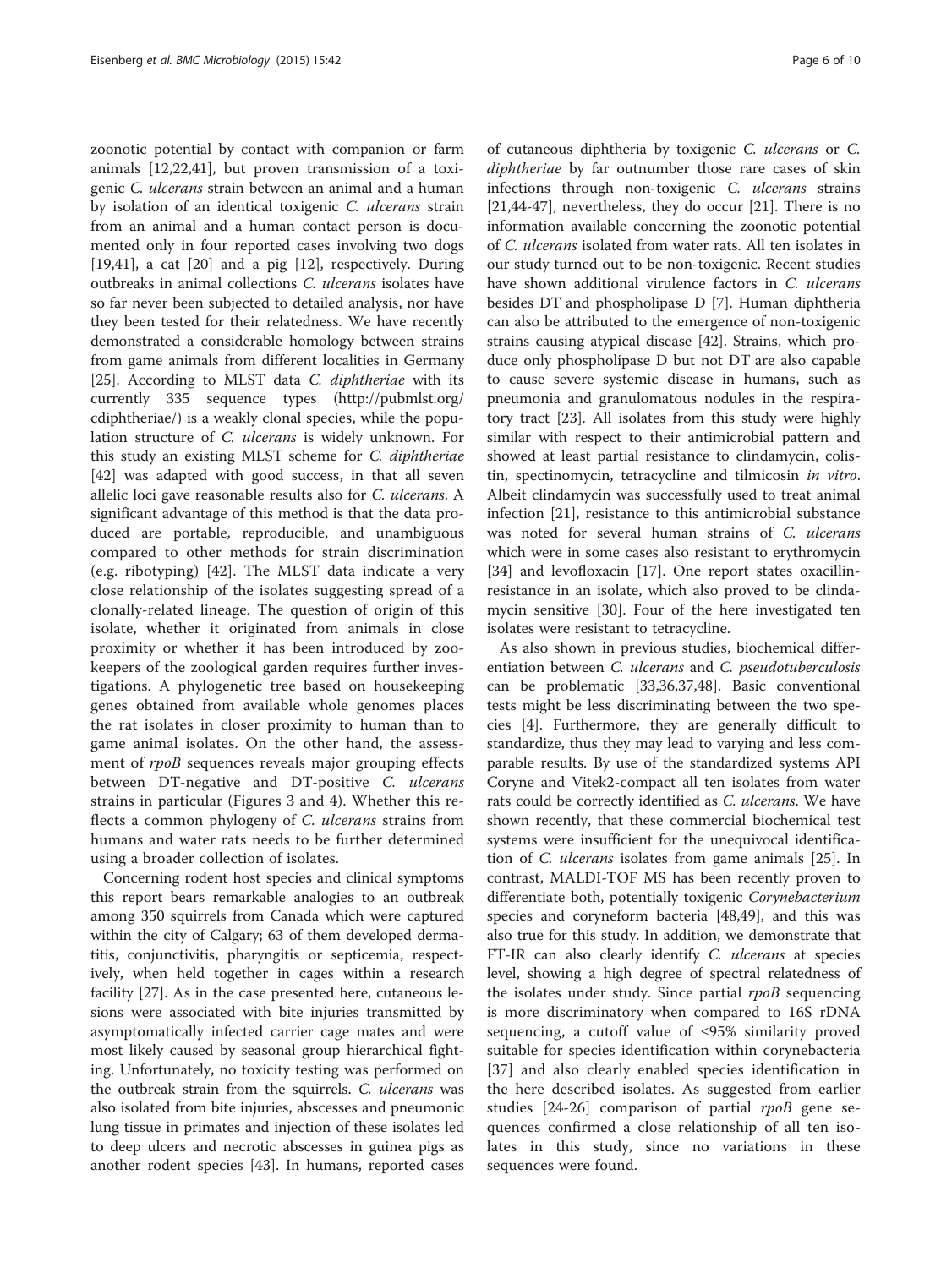zoonotic potential by contact with companion or farm animals [12,22,41], but proven transmission of a toxigenic *C. ulcerans* strain between an animal and a human by isolation of an identical toxigenic *C. ulcerans* strain from an animal and a human contact person is documented only in four reported cases involving two dogs [19,41], a cat [20] and a pig [12], respectively. During outbreaks in animal collections *C. ulcerans* isolates have so far never been subjected to detailed analysis, nor have they been tested for their relatedness. We have recently demonstrated a considerable homology between strains from game animals from different localities in Germany [25]. According to MLST data *C. diphtheriae* with its currently 335 sequence types (http://pubmlst.org/cdiphtheriae/) is a weakly clonal species, while the population structure of *C. ulcerans* is widely unknown. For this study an existing MLST scheme for *C. diphtheriae* [42] was adapted with good success, in that all seven allelic loci gave reasonable results also for *C. ulcerans*. A significant advantage of this method is that the data produced are portable, reproducible, and unambiguous compared to other methods for strain discrimination (e.g. ribotyping) [42]. The MLST data indicate a very close relationship of the isolates suggesting spread of a clonally-related lineage. The question of origin of this isolate, whether it originated from animals in close proximity or whether it has been introduced by zookeepers of the zoological garden requires further investigations. A phylogenetic tree based on housekeeping genes obtained from available whole genomes places the rat isolates in closer proximity to human than to game animal isolates. On the other hand, the assessment of *rpoB* sequences reveals major grouping effects between DT-negative and DT-positive *C. ulcerans* strains in particular (Figures 3 and 4). Whether this reflects a common phylogeny of *C. ulcerans* strains from humans and water rats needs to be further determined using a broader collection of isolates.

Concerning rodent host species and clinical symptoms this report bears remarkable analogies to an outbreak among 350 squirrels from Canada which were captured within the city of Calgary; 63 of them developed dermatitis, conjunctivitis, pharyngitis or septicemia, respectively, when held together in cages within a research facility [27]. As in the case presented here, cutaneous lesions were associated with bite injuries transmitted by asymptomatically infected carrier cage mates and were most likely caused by seasonal group hierarchical fighting. Unfortunately, no toxicity testing was performed on the outbreak strain from the squirrels. *C. ulcerans* was also isolated from bite injuries, abscesses and pneumonic lung tissue in primates and injection of these isolates led to deep ulcers and necrotic abscesses in guinea pigs as another rodent species [43]. In humans, reported cases of cutaneous diphtheria by toxigenic *C. ulcerans* or *C. diphtheriae* by far outnumber those rare cases of skin infections through non-toxigenic *C. ulcerans* strains [21,44-47], nevertheless, they do occur [21]. There is no information available concerning the zoonotic potential of *C. ulcerans* isolated from water rats. All ten isolates in our study turned out to be non-toxigenic. Recent studies have shown additional virulence factors in *C. ulcerans* besides DT and phospholipase D [7]. Human diphtheria can also be attributed to the emergence of non-toxigenic strains causing atypical disease [42]. Strains, which produce only phospholipase D but not DT are also capable to cause severe systemic disease in humans, such as pneumonia and granulomatous nodules in the respiratory tract [23]. All isolates from this study were highly similar with respect to their antimicrobial pattern and showed at least partial resistance to clindamycin, colistin, spectinomycin, tetracycline and tilmicosin *in vitro*. Albeit clindamycin was successfully used to treat animal infection [21], resistance to this antimicrobial substance was noted for several human strains of *C. ulcerans* which were in some cases also resistant to erythromycin [34] and levofloxacin [17]. One report states oxacillin-resistance in an isolate, which also proved to be clindamycin sensitive [30]. Four of the here investigated ten isolates were resistant to tetracycline.

As also shown in previous studies, biochemical differentiation between *C. ulcerans* and *C. pseudotuberculosis* can be problematic [33,36,37,48]. Basic conventional tests might be less discriminating between the two species [4]. Furthermore, they are generally difficult to standardize, thus they may lead to varying and less comparable results. By use of the standardized systems API Coryne and Vitek2-compact all ten isolates from water rats could be correctly identified as *C. ulcerans*. We have shown recently, that these commercial biochemical test systems were insufficient for the unequivocal identification of *C. ulcerans* isolates from game animals [25]. In contrast, MALDI-TOF MS has been recently proven to differentiate both, potentially toxigenic *Corynebacterium* species and coryneform bacteria [48,49], and this was also true for this study. In addition, we demonstrate that FT-IR can also clearly identify *C. ulcerans* at species level, showing a high degree of spectral relatedness of the isolates under study. Since partial *rpoB* sequencing is more discriminatory when compared to 16S rDNA sequencing, a cutoff value of ≤95% similarity proved suitable for species identification within corynebacteria [37] and also clearly enabled species identification in the here described isolates. As suggested from earlier studies [24-26] comparison of partial *rpoB* gene sequences confirmed a close relationship of all ten isolates in this study, since no variations in these sequences were found.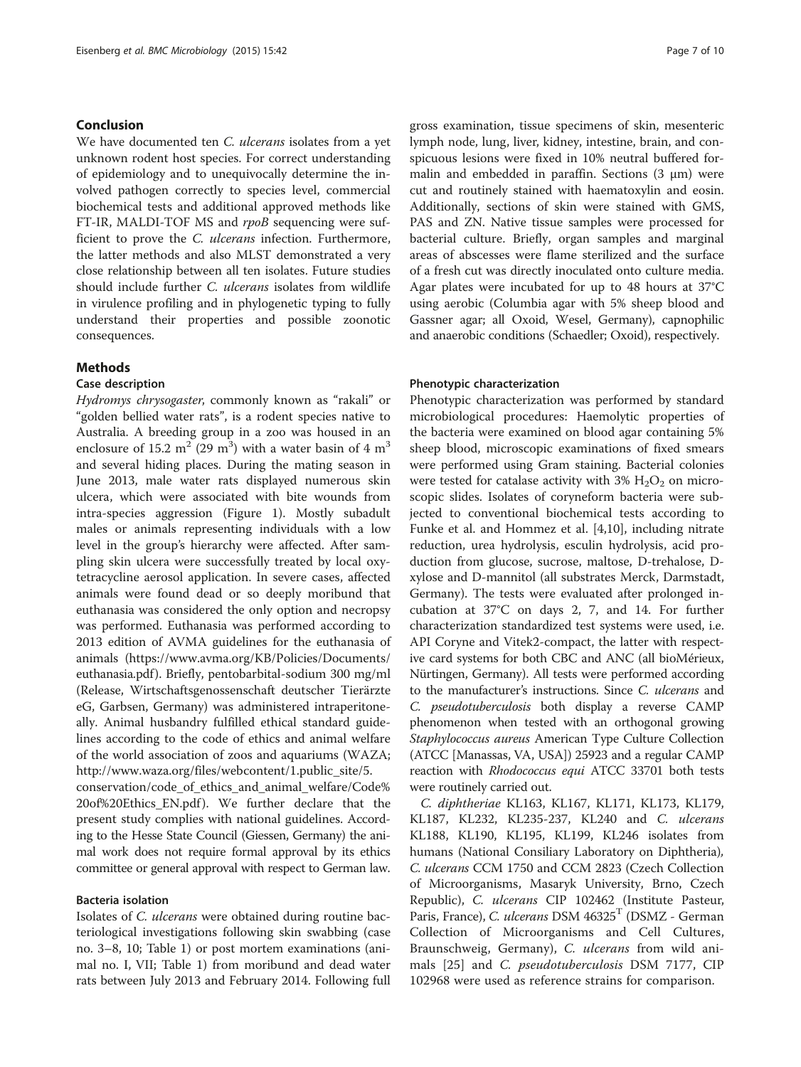## Conclusion

We have documented ten *C. ulcerans* isolates from a yet unknown rodent host species. For correct understanding of epidemiology and to unequivocally determine the involved pathogen correctly to species level, commercial biochemical tests and additional approved methods like FT-IR, MALDI-TOF MS and *rpoB* sequencing were sufficient to prove the *C. ulcerans* infection. Furthermore, the latter methods and also MLST demonstrated a very close relationship between all ten isolates. Future studies should include further *C. ulcerans* isolates from wildlife in virulence profiling and in phylogenetic typing to fully understand their properties and possible zoonotic consequences.

## Methods

### Case description

*Hydromys chrysogaster*, commonly known as "rakali" or "golden bellied water rats", is a rodent species native to Australia. A breeding group in a zoo was housed in an enclosure of 15.2 $m^2$ (29 $m^3$) with a water basin of 4 $m^3$ and several hiding places. During the mating season in June 2013, male water rats displayed numerous skin ulcera, which were associated with bite wounds from intra-species aggression (Figure 1). Mostly subadult males or animals representing individuals with a low level in the group's hierarchy were affected. After sampling skin ulcera were successfully treated by local oxytetracycline aerosol application. In severe cases, affected animals were found dead or so deeply moribund that euthanasia was considered the only option and necropsy was performed. Euthanasia was performed according to 2013 edition of AVMA guidelines for the euthanasia of animals (https://www.avma.org/KB/Policies/Documents/euthanasia.pdf). Briefly, pentobarbital-sodium 300 mg/ml (Release, Wirtschaftsgenossenschaft deutscher Tierärzte eG, Garbsen, Germany) was administered intraperitoneally. Animal husbandry fulfilled ethical standard guidelines according to the code of ethics and animal welfare of the world association of zoos and aquariums (WAZA; http://www.waza.org/files/webcontent/1.public_site/5.conservation/code_of_ethics_and_animal_welfare/Code%20of%20Ethics_EN.pdf). We further declare that the present study complies with national guidelines. According to the Hesse State Council (Giessen, Germany) the animal work does not require formal approval by its ethics committee or general approval with respect to German law.

### Bacteria isolation

Isolates of *C. ulcerans* were obtained during routine bacteriological investigations following skin swabbing (case no. 3–8, 10; Table 1) or post mortem examinations (animal no. I, VII; Table 1) from moribund and dead water rats between July 2013 and February 2014. Following full gross examination, tissue specimens of skin, mesenteric lymph node, lung, liver, kidney, intestine, brain, and conspicuous lesions were fixed in 10% neutral buffered formalin and embedded in paraffin. Sections (3 μm) were cut and routinely stained with haematoxylin and eosin. Additionally, sections of skin were stained with GMS, PAS and ZN. Native tissue samples were processed for bacterial culture. Briefly, organ samples and marginal areas of abscesses were flame sterilized and the surface of a fresh cut was directly inoculated onto culture media. Agar plates were incubated for up to 48 hours at 37°C using aerobic (Columbia agar with 5% sheep blood and Gassner agar; all Oxoid, Wesel, Germany), capnophilic and anaerobic conditions (Schaedler; Oxoid), respectively.

### Phenotypic characterization

Phenotypic characterization was performed by standard microbiological procedures: Haemolytic properties of the bacteria were examined on blood agar containing 5% sheep blood, microscopic examinations of fixed smears were performed using Gram staining. Bacterial colonies were tested for catalase activity with 3% $H_2O_2$ on microscopic slides. Isolates of coryneform bacteria were subjected to conventional biochemical tests according to Funke et al. and Hommez et al. [4,10], including nitrate reduction, urea hydrolysis, esculin hydrolysis, acid production from glucose, sucrose, maltose, D-trehalose, D-xylose and D-mannitol (all substrates Merck, Darmstadt, Germany). The tests were evaluated after prolonged incubation at 37°C on days 2, 7, and 14. For further characterization standardized test systems were used, i.e. API Coryne and Vitek2-compact, the latter with respective card systems for both CBC and ANC (all bioMérieux, Nürtingen, Germany). All tests were performed according to the manufacturer's instructions. Since *C. ulcerans* and *C. pseudotuberculosis* both display a reverse CAMP phenomenon when tested with an orthogonal growing *Staphylococcus aureus* American Type Culture Collection (ATCC [Manassas, VA, USA]) 25923 and a regular CAMP reaction with *Rhodococcus equi* ATCC 33701 both tests were routinely carried out.

*C. diphtheriae* KL163, KL167, KL171, KL173, KL179, KL187, KL232, KL235-237, KL240 and *C. ulcerans* KL188, KL190, KL195, KL199, KL246 isolates from humans (National Consiliary Laboratory on Diphtheria), *C. ulcerans* CCM 1750 and CCM 2823 (Czech Collection of Microorganisms, Masaryk University, Brno, Czech Republic), *C. ulcerans* CIP 102462 (Institute Pasteur, Paris, France), *C. ulcerans* DSM 46325$^T$ (DSMZ - German Collection of Microorganisms and Cell Cultures, Braunschweig, Germany), *C. ulcerans* from wild animals [25] and *C. pseudotuberculosis* DSM 7177, CIP 102968 were used as reference strains for comparison.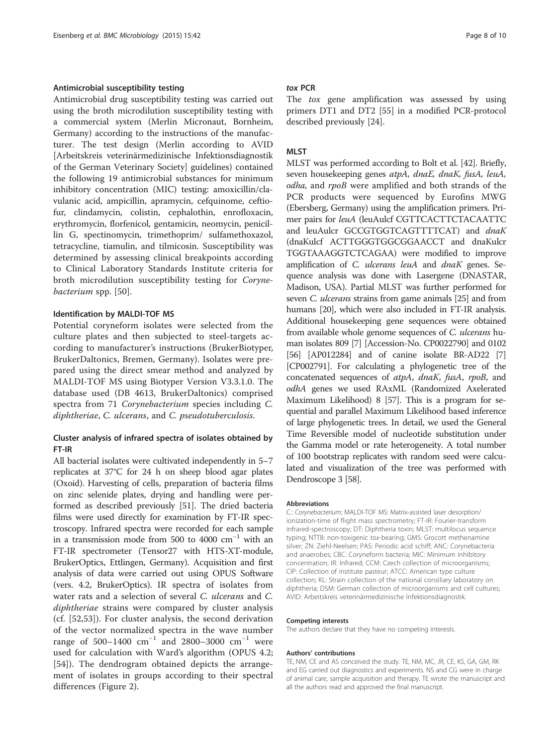### Antimicrobial susceptibility testing

Antimicrobial drug susceptibility testing was carried out using the broth microdilution susceptibility testing with a commercial system (Merlin Micronaut, Bornheim, Germany) according to the instructions of the manufacturer. The test design (Merlin according to AVID [Arbeitskreis veterinärmedizinische Infektionsdiagnostik of the German Veterinary Society] guidelines) contained the following 19 antimicrobial substances for minimum inhibitory concentration (MIC) testing: amoxicillin/clavulanic acid, ampicillin, apramycin, cefquinome, ceftiofur, clindamycin, colistin, cephalothin, enrofloxacin, erythromycin, florfenicol, gentamicin, neomycin, penicillin G, spectinomycin, trimethoprim/ sulfamethoxazol, tetracycline, tiamulin, and tilmicosin. Susceptibility was determined by assessing clinical breakpoints according to Clinical Laboratory Standards Institute criteria for broth microdilution susceptibility testing for *Corynebacterium* spp. [50].

### Identification by MALDI-TOF MS

Potential coryneform isolates were selected from the culture plates and then subjected to steel-targets according to manufacturer's instructions (BrukerBiotyper, BrukerDaltonics, Bremen, Germany). Isolates were prepared using the direct smear method and analyzed by MALDI-TOF MS using Biotyper Version V3.3.1.0. The database used (DB 4613, BrukerDaltonics) comprised spectra from 71 *Corynebacterium* species including *C. diphtheriae*, *C. ulcerans*, and *C. pseudotuberculosis.*

### Cluster analysis of infrared spectra of isolates obtained by FT-IR

All bacterial isolates were cultivated independently in 5–7 replicates at 37°C for 24 h on sheep blood agar plates (Oxoid). Harvesting of cells, preparation of bacteria films on zinc selenide plates, drying and handling were performed as described previously [51]. The dried bacteria films were used directly for examination by FT-IR spectroscopy. Infrared spectra were recorded for each sample in a transmission mode from 500 to 4000 $cm^{-1}$ with an FT-IR spectrometer (Tensor27 with HTS-XT-module, BrukerOptics, Ettlingen, Germany). Acquisition and first analysis of data were carried out using OPUS Software (vers. 4.2, BrukerOptics). IR spectra of isolates from water rats and a selection of several *C. ulcerans* and *C. diphtheriae* strains were compared by cluster analysis (cf. [52,53]). For cluster analysis, the second derivation of the vector normalized spectra in the wave number range of 500–1400 $cm^{-1}$ and 2800–3000 $cm^{-1}$ were used for calculation with Ward's algorithm (OPUS 4.2; [54]). The dendrogram obtained depicts the arrangement of isolates in groups according to their spectral differences (Figure 2).

### *tox* PCR

The *tox* gene amplification was assessed by using primers DT1 and DT2 [55] in a modified PCR-protocol described previously [24].

### MLST

MLST was performed according to Bolt et al. [42]. Briefly, seven housekeeping genes *atpA, dnaE, dnaK, fusA, leuA, odha,* and *rpoB* were amplified and both strands of the PCR products were sequenced by Eurofins MWG (Ebersberg, Germany) using the amplification primers. Primer pairs for *leuA* (leuAulcf CGTTCACTTCTACAATTC and leuAulcr GCCGTGGTCAGTTTTCAT) and *dnaK* (dnaKulcf ACTTGGGTGGCGGAACCT and dnaKulcr TGGTAAAGGTCTCAGAA) were modified to improve amplification of *C. ulcerans leuA* and *dnaK* genes. Sequence analysis was done with Lasergene (DNASTAR, Madison, USA). Partial MLST was further performed for seven *C. ulcerans* strains from game animals [25] and from humans [20], which were also included in FT-IR analysis. Additional housekeeping gene sequences were obtained from available whole genome sequences of *C. ulcerans* human isolates 809 [7] [Accession-No. CP0022790] and 0102 [56] [AP012284] and of canine isolate BR-AD22 [7] [CP002791]. For calculating a phylogenetic tree of the concatenated sequences of *atpA*, *dnaK*, *fusA*, *rpoB*, and *odhA* genes we used RAxML (Randomized Axelerated Maximum Likelihood) 8 [57]. This is a program for sequential and parallel Maximum Likelihood based inference of large phylogenetic trees. In detail, we used the General Time Reversible model of nucleotide substitution under the Gamma model or rate heterogeneity. A total number of 100 bootstrap replicates with random seed were calculated and visualization of the tree was performed with Dendroscope 3 [58].

#### Abbreviations

*C.*: *Corynebacterium*; MALDI-TOF MS: Matrix-assisted laser desorption/ ionization-time of flight mass spectrometry; FT-IR: Fourier-transform infrared-spectroscopy; DT: Diphtheria toxin; MLST: multilocus sequence typing; NTTB: non-toxigenic *tox*-bearing; GMS: Grocott methenamine silver; ZN: Ziehl-Neelsen; PAS: Periodic acid schiff; ANC: Corynebacteria and anaerobes; CBC: Coryneform bacteria; MIC: Minimum inhibitory concentration; IR: Infrared; CCM: Czech collection of microorganisms; CIP: Collection of institute pasteur; ATCC: American type culture collection; KL: Strain collection of the national consiliary laboratory on diphtheria; DSM: German collection of microorganisms and cell cultures; AVID: Arbeitskreis veterinärmedizinische Infektionsdiagnostik.

#### Competing interests

The authors declare that they have no competing interests.

#### Authors' contributions

TE, NM, CE and AS conceived the study. TE, NM, MC, JR, CE, KS, GA, GM, RK and EG carried out diagnostics and experiments. NS and CG were in charge of animal care, sample acquisition and therapy. TE wrote the manuscript and all the authors read and approved the final manuscript.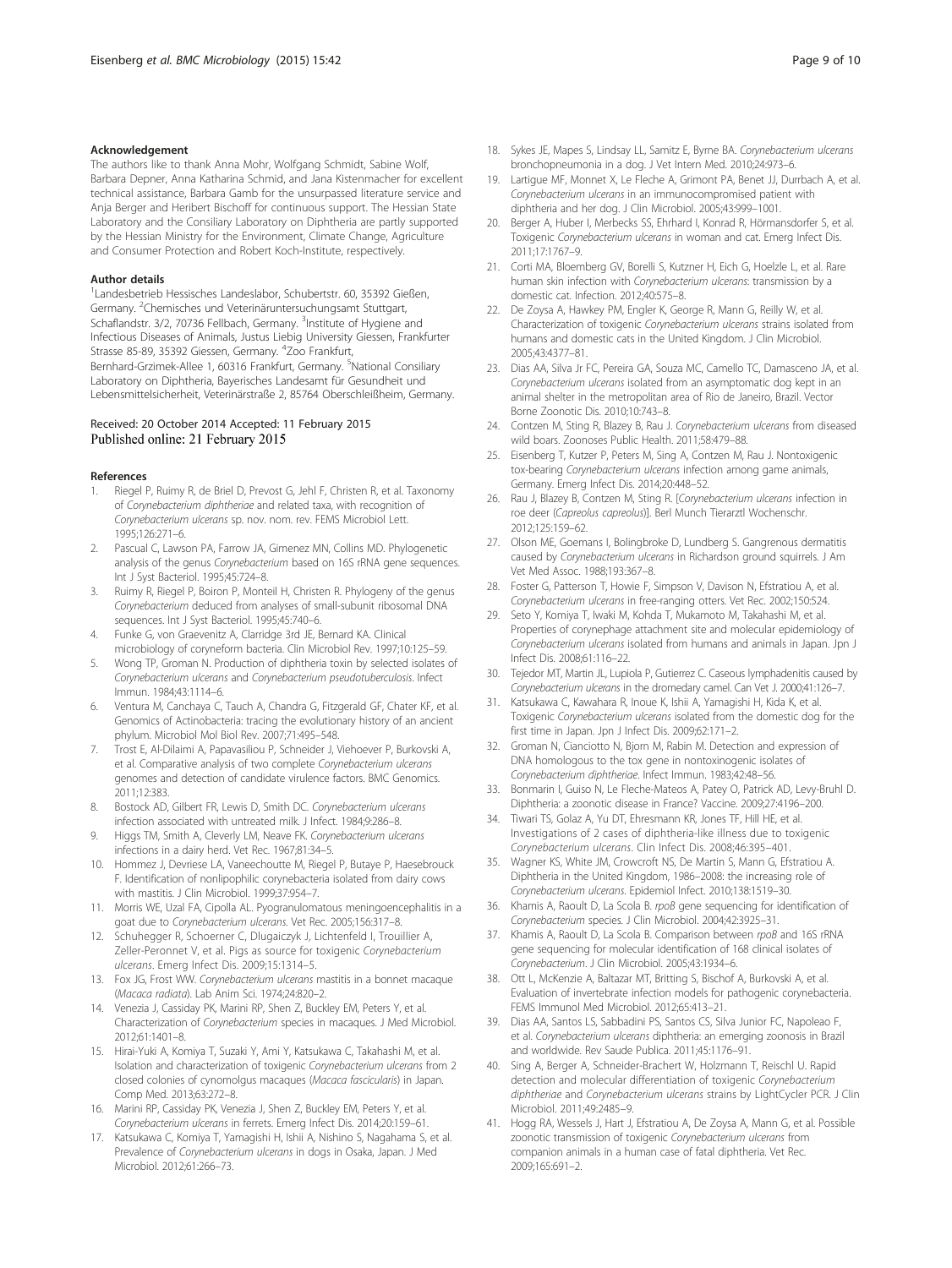### Acknowledgement

The authors like to thank Anna Mohr, Wolfgang Schmidt, Sabine Wolf, Barbara Depner, Anna Katharina Schmid, and Jana Kistenmacher for excellent technical assistance, Barbara Gamb for the unsurpassed literature service and Anja Berger and Heribert Bischoff for continuous support. The Hessian State Laboratory and the Consiliary Laboratory on Diphtheria are partly supported by the Hessian Ministry for the Environment, Climate Change, Agriculture and Consumer Protection and Robert Koch-Institute, respectively.

### Author details

[1]Landesbetrieb Hessisches Landeslabor, Schubertstr. 60, 35392 Gießen, Germany. [2]Chemisches und Veterinäruntersuchungsamt Stuttgart, Schaflandstr. 3/2, 70736 Fellbach, Germany. [3]Institute of Hygiene and Infectious Diseases of Animals, Justus Liebig University Giessen, Frankfurter Strasse 85-89, 35392 Giessen, Germany. [4]Zoo Frankfurt, Bernhard-Grzimek-Allee 1, 60316 Frankfurt, Germany. [5]National Consiliary Laboratory on Diphtheria, Bayerisches Landesamt für Gesundheit und Lebensmittelsicherheit, Veterinärstraße 2, 85764 Oberschleißheim, Germany.

Received: 20 October 2014 Accepted: 11 February 2015
Published online: 21 February 2015

### References

1. Riegel P, Ruimy R, de Briel D, Prevost G, Jehl F, Christen R, et al. Taxonomy of *Corynebacterium diphtheriae* and related taxa, with recognition of *Corynebacterium ulcerans* sp. nov. nom. rev. FEMS Microbiol Lett. 1995;126:271–6.
2. Pascual C, Lawson PA, Farrow JA, Gimenez MN, Collins MD. Phylogenetic analysis of the genus *Corynebacterium* based on 16S rRNA gene sequences. Int J Syst Bacteriol. 1995;45:724–8.
3. Ruimy R, Riegel P, Boiron P, Monteil H, Christen R. Phylogeny of the genus *Corynebacterium* deduced from analyses of small-subunit ribosomal DNA sequences. Int J Syst Bacteriol. 1995;45:740–6.
4. Funke G, von Graevenitz A, Clarridge 3rd JE, Bernard KA. Clinical microbiology of coryneform bacteria. Clin Microbiol Rev. 1997;10:125–59.
5. Wong TP, Groman N. Production of diphtheria toxin by selected isolates of *Corynebacterium ulcerans* and *Corynebacterium pseudotuberculosis*. Infect Immun. 1984;43:1114–6.
6. Ventura M, Canchaya C, Tauch A, Chandra G, Fitzgerald GF, Chater KF, et al. Genomics of Actinobacteria: tracing the evolutionary history of an ancient phylum. Microbiol Mol Biol Rev. 2007;71:495–548.
7. Trost E, Al-Dilaimi A, Papavasiliou P, Schneider J, Viehoever P, Burkovski A, et al. Comparative analysis of two complete *Corynebacterium ulcerans* genomes and detection of candidate virulence factors. BMC Genomics. 2011;12:383.
8. Bostock AD, Gilbert FR, Lewis D, Smith DC. *Corynebacterium ulcerans* infection associated with untreated milk. J Infect. 1984;9:286–8.
9. Higgs TM, Smith A, Cleverly LM, Neave FK. *Corynebacterium ulcerans* infections in a dairy herd. Vet Rec. 1967;81:34–5.
10. Hommez J, Devriese LA, Vaneechoutte M, Riegel P, Butaye P, Haesebrouck F. Identification of nonlipophilic corynebacteria isolated from dairy cows with mastitis. J Clin Microbiol. 1999;37:954–7.
11. Morris WE, Uzal FA, Cipolla AL. Pyogranulomatous meningoencephalitis in a goat due to *Corynebacterium ulcerans*. Vet Rec. 2005;156:317–8.
12. Schuhegger R, Schoerner C, Dlugaiczyk J, Lichtenfeld I, Trouillier A, Zeller-Peronnet V, et al. Pigs as source for toxigenic *Corynebacterium ulcerans*. Emerg Infect Dis. 2009;15:1314–5.
13. Fox JG, Frost WW. *Corynebacterium ulcerans* mastitis in a bonnet macaque (*Macaca radiata*). Lab Anim Sci. 1974;24:820–2.
14. Venezia J, Cassiday PK, Marini RP, Shen Z, Buckley EM, Peters Y, et al. Characterization of *Corynebacterium* species in macaques. J Med Microbiol. 2012;61:1401–8.
15. Hirai-Yuki A, Komiya T, Suzaki Y, Ami Y, Katsukawa C, Takahashi M, et al. Isolation and characterization of toxigenic *Corynebacterium ulcerans* from 2 closed colonies of cynomolgus macaques (*Macaca fascicularis*) in Japan. Comp Med. 2013;63:272–8.
16. Marini RP, Cassiday PK, Venezia J, Shen Z, Buckley EM, Peters Y, et al. *Corynebacterium ulcerans* in ferrets. Emerg Infect Dis. 2014;20:159–61.
17. Katsukawa C, Komiya T, Yamagishi H, Ishii A, Nishino S, Nagahama S, et al. Prevalence of *Corynebacterium ulcerans* in dogs in Osaka, Japan. J Med Microbiol. 2012;61:266–73.
18. Sykes JE, Mapes S, Lindsay LL, Samitz E, Byrne BA. *Corynebacterium ulcerans* bronchopneumonia in a dog. J Vet Intern Med. 2010;24:973–6.
19. Lartigue MF, Monnet X, Le Fleche A, Grimont PA, Benet JJ, Durrbach A, et al. *Corynebacterium ulcerans* in an immunocompromised patient with diphtheria and her dog. J Clin Microbiol. 2005;43:999–1001.
20. Berger A, Huber I, Merbecks SS, Ehrhard I, Konrad R, Hörmansdorfer S, et al. Toxigenic *Corynebacterium ulcerans* in woman and cat. Emerg Infect Dis. 2011;17:1767–9.
21. Corti MA, Bloemberg GV, Borelli S, Kutzner H, Eich G, Hoelzle L, et al. Rare human skin infection with *Corynebacterium ulcerans*: transmission by a domestic cat. Infection. 2012;40:575–8.
22. De Zoysa A, Hawkey PM, Engler K, George R, Mann G, Reilly W, et al. Characterization of toxigenic *Corynebacterium ulcerans* strains isolated from humans and domestic cats in the United Kingdom. J Clin Microbiol. 2005;43:4377–81.
23. Dias AA, Silva Jr FC, Pereira GA, Souza MC, Camello TC, Damasceno JA, et al. *Corynebacterium ulcerans* isolated from an asymptomatic dog kept in an animal shelter in the metropolitan area of Rio de Janeiro, Brazil. Vector Borne Zoonotic Dis. 2010;10:743–8.
24. Contzen M, Sting R, Blazey B, Rau J. *Corynebacterium ulcerans* from diseased wild boars. Zoonoses Public Health. 2011;58:479–88.
25. Eisenberg T, Kutzer P, Peters M, Sing A, Contzen M, Rau J. Nontoxigenic tox-bearing *Corynebacterium ulcerans* infection among game animals, Germany. Emerg Infect Dis. 2014;20:448–52.
26. Rau J, Blazey B, Contzen M, Sting R. [*Corynebacterium ulcerans* infection in roe deer (*Capreolus capreolus*)]. Berl Munch Tierarztl Wochenschr. 2012;125:159–62.
27. Olson ME, Goemans I, Bolingbroke D, Lundberg S. Gangrenous dermatitis caused by *Corynebacterium ulcerans* in Richardson ground squirrels. J Am Vet Med Assoc. 1988;193:367–8.
28. Foster G, Patterson T, Howie F, Simpson V, Davison N, Efstratiou A, et al. *Corynebacterium ulcerans* in free-ranging otters. Vet Rec. 2002;150:524.
29. Seto Y, Komiya T, Iwaki M, Kohda T, Mukamoto M, Takahashi M, et al. Properties of corynephage attachment site and molecular epidemiology of *Corynebacterium ulcerans* isolated from humans and animals in Japan. Jpn J Infect Dis. 2008;61:116–22.
30. Tejedor MT, Martin JL, Lupiola P, Gutierrez C. Caseous lymphadenitis caused by *Corynebacterium ulcerans* in the dromedary camel. Can Vet J. 2000;41:126–7.
31. Katsukawa C, Kawahara R, Inoue K, Ishii A, Yamagishi H, Kida K, et al. Toxigenic *Corynebacterium ulcerans* isolated from the domestic dog for the first time in Japan. Jpn J Infect Dis. 2009;62:171–2.
32. Groman N, Cianciotto N, Bjorn M, Rabin M. Detection and expression of DNA homologous to the tox gene in nontoxinogenic isolates of *Corynebacterium diphtheriae*. Infect Immun. 1983;42:48–56.
33. Bonmarin I, Guiso N, Le Fleche-Mateos A, Patey O, Patrick AD, Levy-Bruhl D. Diphtheria: a zoonotic disease in France? Vaccine. 2009;27:4196–200.
34. Tiwari TS, Golaz A, Yu DT, Ehresmann KR, Jones TF, Hill HE, et al. Investigations of 2 cases of diphtheria-like illness due to toxigenic *Corynebacterium ulcerans*. Clin Infect Dis. 2008;46:395–401.
35. Wagner KS, White JM, Crowcroft NS, De Martin S, Mann G, Efstratiou A. Diphtheria in the United Kingdom, 1986–2008: the increasing role of *Corynebacterium ulcerans*. Epidemiol Infect. 2010;138:1519–30.
36. Khamis A, Raoult D, La Scola B. *rpoB* gene sequencing for identification of *Corynebacterium* species. J Clin Microbiol. 2004;42:3925–31.
37. Khamis A, Raoult D, La Scola B. Comparison between *rpoB* and 16S rRNA gene sequencing for molecular identification of 168 clinical isolates of *Corynebacterium*. J Clin Microbiol. 2005;43:1934–6.
38. Ott L, McKenzie A, Baltazar MT, Britting S, Bischof A, Burkovski A, et al. Evaluation of invertebrate infection models for pathogenic corynebacteria. FEMS Immunol Med Microbiol. 2012;65:413–21.
39. Dias AA, Santos LS, Sabbadini PS, Santos CS, Silva Junior FC, Napoleao F, et al. *Corynebacterium ulcerans* diphtheria: an emerging zoonosis in Brazil and worldwide. Rev Saude Publica. 2011;45:1176–91.
40. Sing A, Berger A, Schneider-Brachert W, Holzmann T, Reischl U. Rapid detection and molecular differentiation of toxigenic *Corynebacterium diphtheriae* and *Corynebacterium ulcerans* strains by LightCycler PCR. J Clin Microbiol. 2011;49:2485–9.
41. Hogg RA, Wessels J, Hart J, Efstratiou A, De Zoysa A, Mann G, et al. Possible zoonotic transmission of toxigenic *Corynebacterium ulcerans* from companion animals in a human case of fatal diphtheria. Vet Rec. 2009;165:691–2.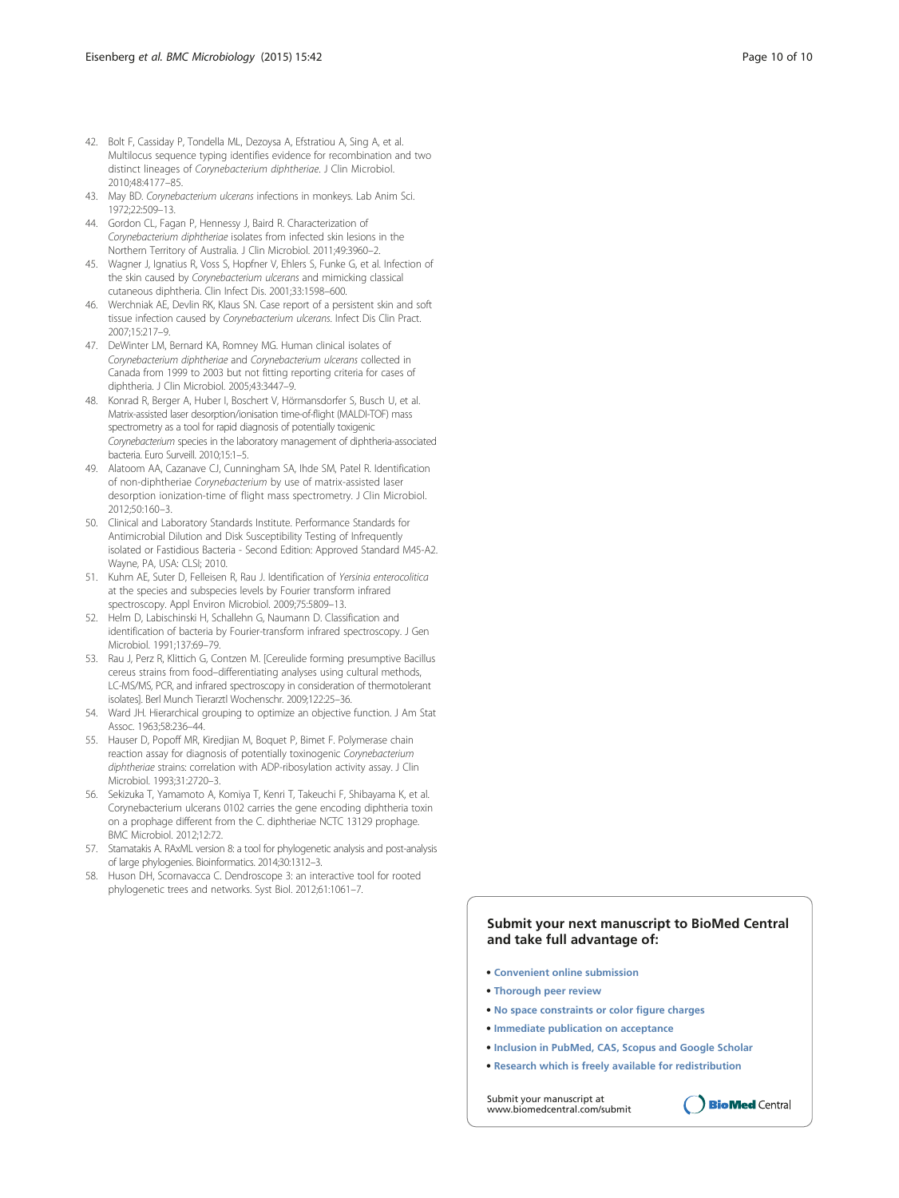42. Bolt F, Cassiday P, Tondella ML, Dezoysa A, Efstratiou A, Sing A, et al. Multilocus sequence typing identifies evidence for recombination and two distinct lineages of *Corynebacterium diphtheriae*. J Clin Microbiol. 2010;48:4177–85.
43. May BD. *Corynebacterium ulcerans* infections in monkeys. Lab Anim Sci. 1972;22:509–13.
44. Gordon CL, Fagan P, Hennessy J, Baird R. Characterization of *Corynebacterium diphtheriae* isolates from infected skin lesions in the Northern Territory of Australia. J Clin Microbiol. 2011;49:3960–2.
45. Wagner J, Ignatius R, Voss S, Hopfner V, Ehlers S, Funke G, et al. Infection of the skin caused by *Corynebacterium ulcerans* and mimicking classical cutaneous diphtheria. Clin Infect Dis. 2001;33:1598–600.
46. Werchniak AE, Devlin RK, Klaus SN. Case report of a persistent skin and soft tissue infection caused by *Corynebacterium ulcerans*. Infect Dis Clin Pract. 2007;15:217–9.
47. DeWinter LM, Bernard KA, Romney MG. Human clinical isolates of *Corynebacterium diphtheriae* and *Corynebacterium ulcerans* collected in Canada from 1999 to 2003 but not fitting reporting criteria for cases of diphtheria. J Clin Microbiol. 2005;43:3447–9.
48. Konrad R, Berger A, Huber I, Boschert V, Hörmansdorfer S, Busch U, et al. Matrix-assisted laser desorption/ionisation time-of-flight (MALDI-TOF) mass spectrometry as a tool for rapid diagnosis of potentially toxigenic *Corynebacterium* species in the laboratory management of diphtheria-associated bacteria. Euro Surveill. 2010;15:1–5.
49. Alatoom AA, Cazanave CJ, Cunningham SA, Ihde SM, Patel R. Identification of non-diphtheriae *Corynebacterium* by use of matrix-assisted laser desorption ionization-time of flight mass spectrometry. J Clin Microbiol. 2012;50:160–3.
50. Clinical and Laboratory Standards Institute. Performance Standards for Antimicrobial Dilution and Disk Susceptibility Testing of Infrequently isolated or Fastidious Bacteria - Second Edition: Approved Standard M45-A2. Wayne, PA, USA: CLSI; 2010.
51. Kuhm AE, Suter D, Felleisen R, Rau J. Identification of *Yersinia enterocolitica* at the species and subspecies levels by Fourier transform infrared spectroscopy. Appl Environ Microbiol. 2009;75:5809–13.
52. Helm D, Labischinski H, Schallehn G, Naumann D. Classification and identification of bacteria by Fourier-transform infrared spectroscopy. J Gen Microbiol. 1991;137:69–79.
53. Rau J, Perz R, Klittich G, Contzen M. [Cereulide forming presumptive Bacillus cereus strains from food–differentiating analyses using cultural methods, LC-MS/MS, PCR, and infrared spectroscopy in consideration of thermotolerant isolates]. Berl Munch Tierarztl Wochenschr. 2009;122:25–36.
54. Ward JH. Hierarchical grouping to optimize an objective function. J Am Stat Assoc. 1963;58:236–44.
55. Hauser D, Popoff MR, Kiredjian M, Boquet P, Bimet F. Polymerase chain reaction assay for diagnosis of potentially toxinogenic *Corynebacterium diphtheriae* strains: correlation with ADP-ribosylation activity assay. J Clin Microbiol. 1993;31:2720–3.
56. Sekizuka T, Yamamoto A, Komiya T, Kenri T, Takeuchi F, Shibayama K, et al. Corynebacterium ulcerans 0102 carries the gene encoding diphtheria toxin on a prophage different from the C. diphtheriae NCTC 13129 prophage. BMC Microbiol. 2012;12:72.
57. Stamatakis A. RAxML version 8: a tool for phylogenetic analysis and post-analysis of large phylogenies. Bioinformatics. 2014;30:1312–3.
58. Huson DH, Scornavacca C. Dendroscope 3: an interactive tool for rooted phylogenetic trees and networks. Syst Biol. 2012;61:1061–7.

**Submit your next manuscript to BioMed Central and take full advantage of:**

- **Convenient online submission**
- **Thorough peer review**
- **No space constraints or color figure charges**
- **Immediate publication on acceptance**
- **Inclusion in PubMed, CAS, Scopus and Google Scholar**
- **Research which is freely available for redistribution**

Submit your manuscript at
www.biomedcentral.com/submit

BioMed Central